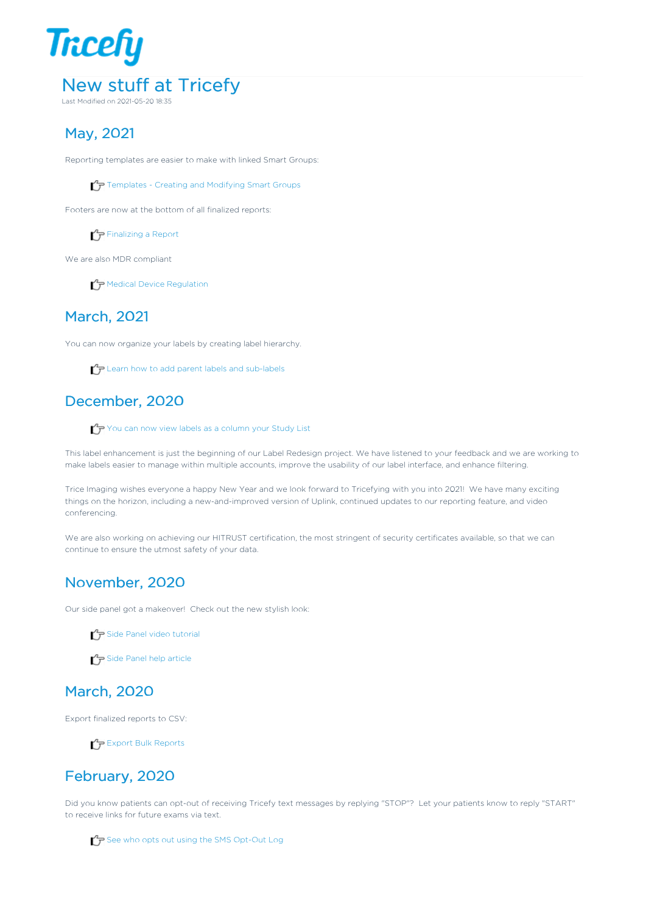# New stuff at Tricefy

Last Modified on 2021-05-20 18:35

## May, 2021

Reporting templates are easier to make with linked Smart Groups:

☞ Templates - Creating and Modifying Smart Groups

Footers are now at the bottom of all finalized reports:

☞ Finalizing a Report

We are also MDR compliant

☞ Medical Device Regulation

## March, 2021

You can now organize your labels by creating label hierarchy.

☞ Learn how to add parent labels and sub-labels

## December, 2020

☞ You can now view labels as a column your Study List

This label enhancement is just the beginning of our Label Redesign project. We have listened to your feedback and we are working to make labels easier to manage within multiple accounts, improve the usability of our label interface, and enhance filtering.

Trice Imaging wishes everyone a happy New Year and we look forward to Tricefying with you into 2021! We have many exciting things on the horizon, including a new-and-improved version of Uplink, continued updates to our reporting feature, and video conferencing.

We are also working on achieving our HITRUST certification, the most stringent of security certificates available, so that we can continue to ensure the utmost safety of your data.

## November, 2020

Our side panel got a makeover! Check out the new stylish look:

☞ Side Panel video tutorial

☞ Side Panel help article

## March, 2020

Export finalized reports to CSV:

☞ Export Bulk Reports

## February, 2020

Did you know patients can opt-out of receiving Tricefy text messages by replying "STOP"? Let your patients know to reply "START" to receive links for future exams via text.

☞ See who opts out using the SMS Opt-Out Log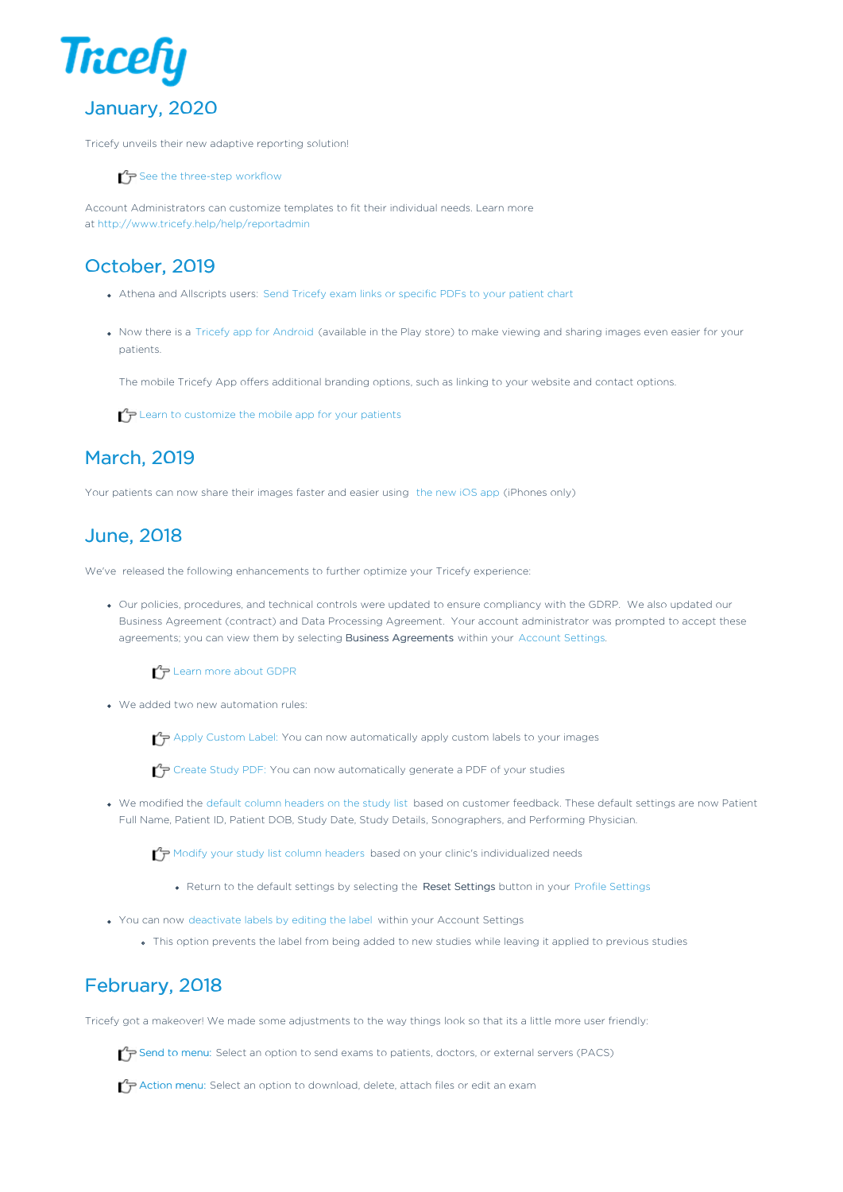Tricefy

## January, 2020

Tricefy unveils their new adaptive reporting solution!

☞ See the three-step workflow

Account Administrators can customize templates to fit their individual needs. Learn more at http://www.tricefy.help/help/reportadmin

## October, 2019

- Athena and Allscripts users: Send Tricefy exam links or specific PDFs to your patient chart
- Now there is a Tricefy app for Android (available in the Play store) to make viewing and sharing images even easier for your patients.

  The mobile Tricefy App offers additional branding options, such as linking to your website and contact options.

  ☞ Learn to customize the mobile app for your patients

## March, 2019

Your patients can now share their images faster and easier using the new iOS app (iPhones only)

## June, 2018

We've released the following enhancements to further optimize your Tricefy experience:

- Our policies, procedures, and technical controls were updated to ensure compliancy with the GDRP. We also updated our Business Agreement (contract) and Data Processing Agreement. Your account administrator was prompted to accept these agreements; you can view them by selecting **Business Agreements** within your Account Settings.

  ☞ Learn more about GDPR

- We added two new automation rules:

  ☞ Apply Custom Label: You can now automatically apply custom labels to your images

  ☞ Create Study PDF: You can now automatically generate a PDF of your studies

- We modified the default column headers on the study list based on customer feedback. These default settings are now Patient Full Name, Patient ID, Patient DOB, Study Date, Study Details, Sonographers, and Performing Physician.

  ☞ Modify your study list column headers based on your clinic's individualized needs

  - Return to the default settings by selecting the **Reset Settings** button in your Profile Settings

- You can now deactivate labels by editing the label within your Account Settings
  - This option prevents the label from being added to new studies while leaving it applied to previous studies

## February, 2018

Tricefy got a makeover! We made some adjustments to the way things look so that its a little more user friendly:

☞ Send to menu: Select an option to send exams to patients, doctors, or external servers (PACS)

☞ Action menu: Select an option to download, delete, attach files or edit an exam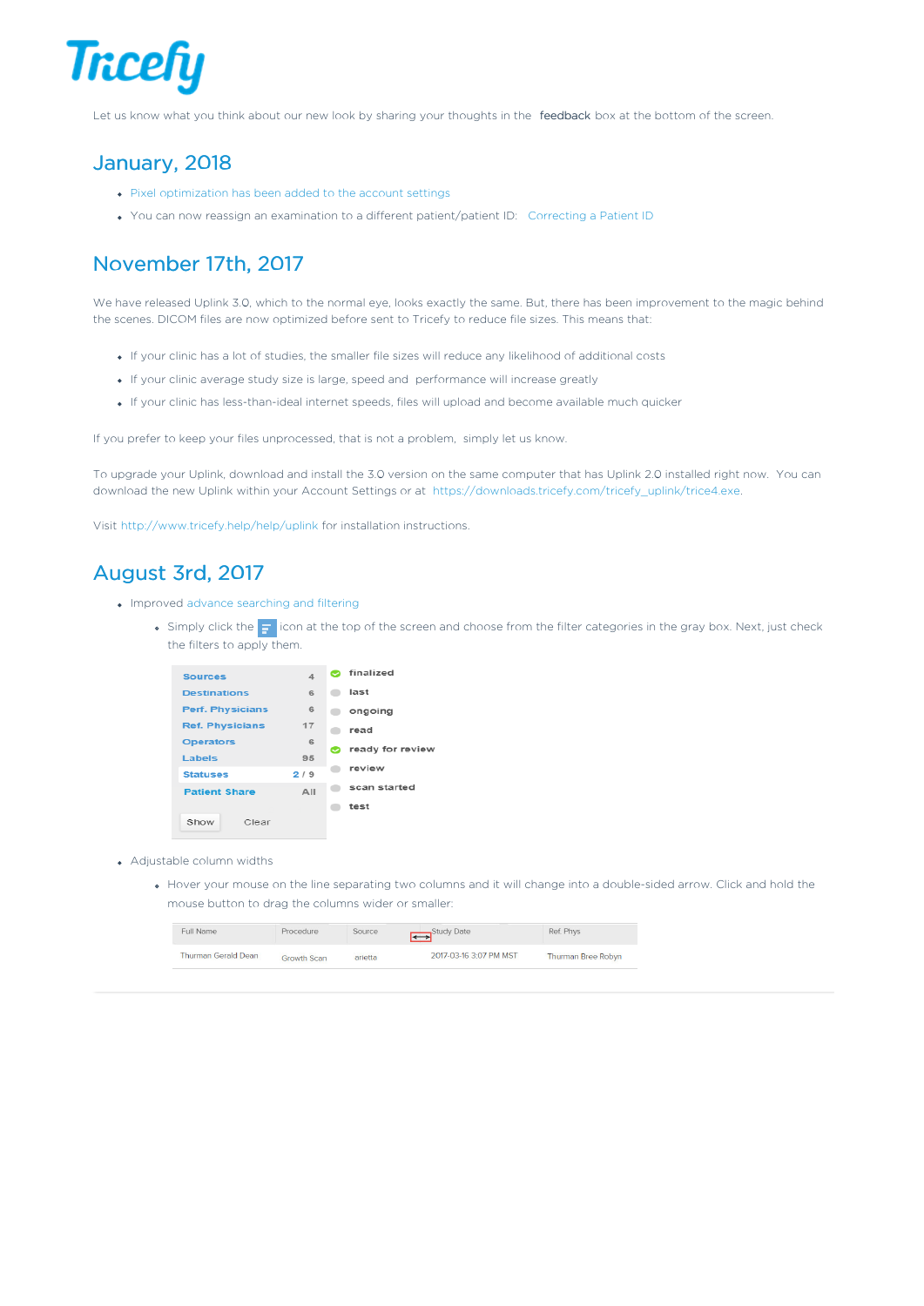Let us know what you think about our new look by sharing your thoughts in the feedback box at the bottom of the screen.

## January, 2018

- Pixel optimization has been added to the account settings
- You can now reassign an examination to a different patient/patient ID: Correcting a Patient ID

## November 17th, 2017

We have released Uplink 3.0, which to the normal eye, looks exactly the same. But, there has been improvement to the magic behind the scenes. DICOM files are now optimized before sent to Tricefy to reduce file sizes. This means that:

- If your clinic has a lot of studies, the smaller file sizes will reduce any likelihood of additional costs
- If your clinic average study size is large, speed and performance will increase greatly
- If your clinic has less-than-ideal internet speeds, files will upload and become available much quicker

If you prefer to keep your files unprocessed, that is not a problem, simply let us know.

To upgrade your Uplink, download and install the 3.0 version on the same computer that has Uplink 2.0 installed right now. You can download the new Uplink within your Account Settings or at https://downloads.tricefy.com/tricefy_uplink/trice4.exe.

Visit http://www.tricefy.help/help/uplink for installation instructions.

## August 3rd, 2017

- Improved advance searching and filtering
  - Simply click the icon at the top of the screen and choose from the filter categories in the gray box. Next, just check the filters to apply them.

Sources 4
Destinations 6
Perf. Physicians 6
Ref. Physicians 17
Operators 6
Labels 95
Statuses 2 / 9
Patient Share All
Show Clear

finalized
last
ongoing
read
ready for review
review
scan started
test

- Adjustable column widths
  - Hover your mouse on the line separating two columns and it will change into a double-sided arrow. Click and hold the mouse button to drag the columns wider or smaller:

| Full Name | Procedure | Source | Study Date | Ref. Phys |
|---|---|---|---|---|
| Thurman Gerald Dean | Growth Scan | arietta | 2017-03-16 3:07 PM MST | Thurman Bree Robyn |